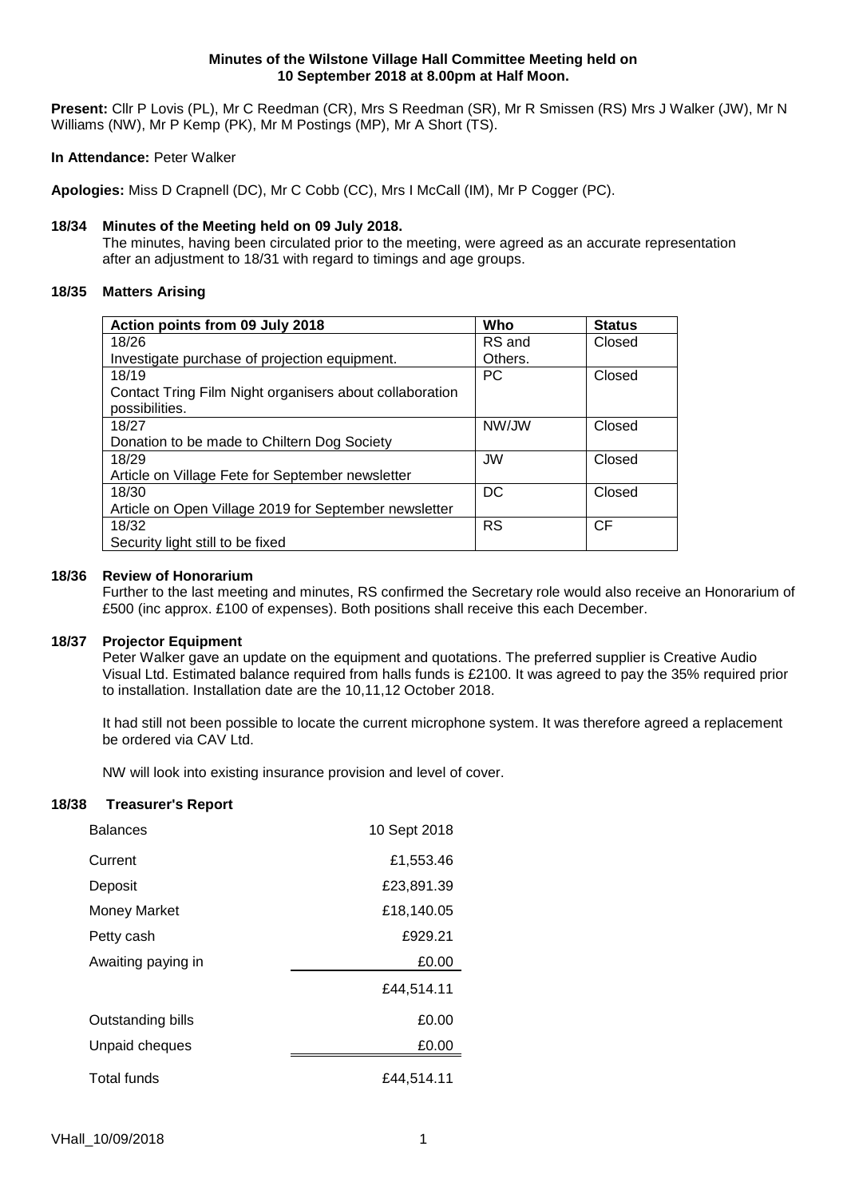**Minutes of the Wilstone Village Hall Committee Meeting held on 10 September 2018 at 8.00pm at Half Moon.**

**Present:** Cllr P Lovis (PL), Mr C Reedman (CR), Mrs S Reedman (SR), Mr R Smissen (RS) Mrs J Walker (JW), Mr N Williams (NW), Mr P Kemp (PK), Mr M Postings (MP), Mr A Short (TS).

**In Attendance:** Peter Walker

**Apologies:** Miss D Crapnell (DC), Mr C Cobb (CC), Mrs I McCall (IM), Mr P Cogger (PC).

**18/34 Minutes of the Meeting held on 09 July 2018.**

The minutes, having been circulated prior to the meeting, were agreed as an accurate representation after an adjustment to 18/31 with regard to timings and age groups.

**18/35 Matters Arising**

| Action points from 09 July 2018 | Who | Status |
|---|---|---|
| 18/26<br>Investigate purchase of projection equipment. | RS and Others. | Closed |
| 18/19<br>Contact Tring Film Night organisers about collaboration possibilities. | PC | Closed |
| 18/27<br>Donation to be made to Chiltern Dog Society | NW/JW | Closed |
| 18/29<br>Article on Village Fete for September newsletter | JW | Closed |
| 18/30<br>Article on Open Village 2019 for September newsletter | DC | Closed |
| 18/32<br>Security light still to be fixed | RS | CF |

**18/36 Review of Honorarium**

Further to the last meeting and minutes, RS confirmed the Secretary role would also receive an Honorarium of £500 (inc approx. £100 of expenses). Both positions shall receive this each December.

**18/37 Projector Equipment**

Peter Walker gave an update on the equipment and quotations. The preferred supplier is Creative Audio Visual Ltd. Estimated balance required from halls funds is £2100. It was agreed to pay the 35% required prior to installation. Installation date are the 10,11,12 October 2018.

It had still not been possible to locate the current microphone system. It was therefore agreed a replacement be ordered via CAV Ltd.

NW will look into existing insurance provision and level of cover.

**18/38 Treasurer's Report**

| Balances | 10 Sept 2018 |
|---|---|
| Current | £1,553.46 |
| Deposit | £23,891.39 |
| Money Market | £18,140.05 |
| Petty cash | £929.21 |
| Awaiting paying in | £0.00 |
| | £44,514.11 |
| Outstanding bills | £0.00 |
| Unpaid cheques | £0.00 |
| Total funds | £44,514.11 |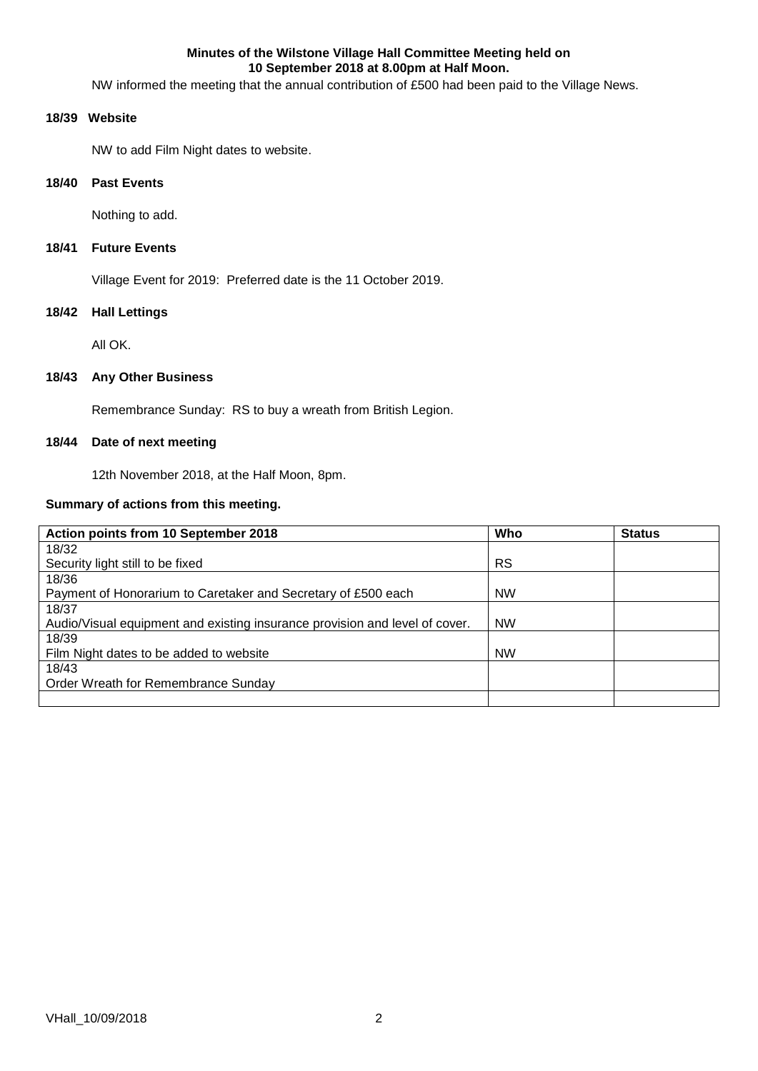**Minutes of the Wilstone Village Hall Committee Meeting held on 10 September 2018 at 8.00pm at Half Moon.**

NW informed the meeting that the annual contribution of £500 had been paid to the Village News.

### 18/39 Website

NW to add Film Night dates to website.

### 18/40 Past Events

Nothing to add.

### 18/41 Future Events

Village Event for 2019: Preferred date is the 11 October 2019.

### 18/42 Hall Lettings

All OK.

### 18/43 Any Other Business

Remembrance Sunday: RS to buy a wreath from British Legion.

### 18/44 Date of next meeting

12th November 2018, at the Half Moon, 8pm.

**Summary of actions from this meeting.**

| Action points from 10 September 2018 | Who | Status |
|---|---|---|
| 18/32<br>Security light still to be fixed | RS | |
| 18/36<br>Payment of Honorarium to Caretaker and Secretary of £500 each | NW | |
| 18/37<br>Audio/Visual equipment and existing insurance provision and level of cover. | NW | |
| 18/39<br>Film Night dates to be added to website | NW | |
| 18/43<br>Order Wreath for Remembrance Sunday | | |
| | | |